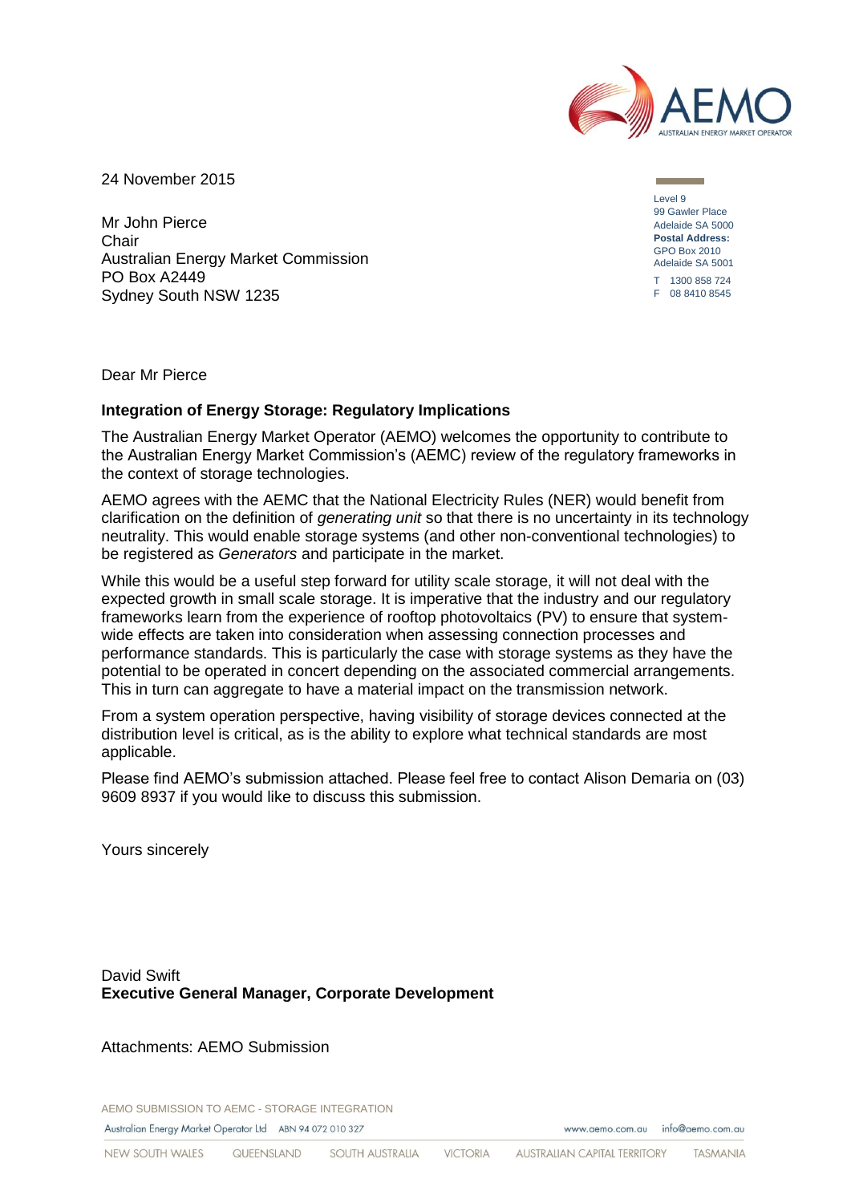24 November 2015

Mr John Pierce
Chair
Australian Energy Market Commission
PO Box A2449
Sydney South NSW 1235

Level 9
99 Gawler Place
Adelaide SA 5000
**Postal Address:**
GPO Box 2010
Adelaide SA 5001
T 1300 858 724
F 08 8410 8545

Dear Mr Pierce

**Integration of Energy Storage: Regulatory Implications**

The Australian Energy Market Operator (AEMO) welcomes the opportunity to contribute to the Australian Energy Market Commission's (AEMC) review of the regulatory frameworks in the context of storage technologies.

AEMO agrees with the AEMC that the National Electricity Rules (NER) would benefit from clarification on the definition of *generating unit* so that there is no uncertainty in its technology neutrality. This would enable storage systems (and other non-conventional technologies) to be registered as *Generators* and participate in the market.

While this would be a useful step forward for utility scale storage, it will not deal with the expected growth in small scale storage. It is imperative that the industry and our regulatory frameworks learn from the experience of rooftop photovoltaics (PV) to ensure that system-wide effects are taken into consideration when assessing connection processes and performance standards. This is particularly the case with storage systems as they have the potential to be operated in concert depending on the associated commercial arrangements. This in turn can aggregate to have a material impact on the transmission network.

From a system operation perspective, having visibility of storage devices connected at the distribution level is critical, as is the ability to explore what technical standards are most applicable.

Please find AEMO's submission attached. Please feel free to contact Alison Demaria on (03) 9609 8937 if you would like to discuss this submission.

Yours sincerely

David Swift
**Executive General Manager, Corporate Development**

Attachments: AEMO Submission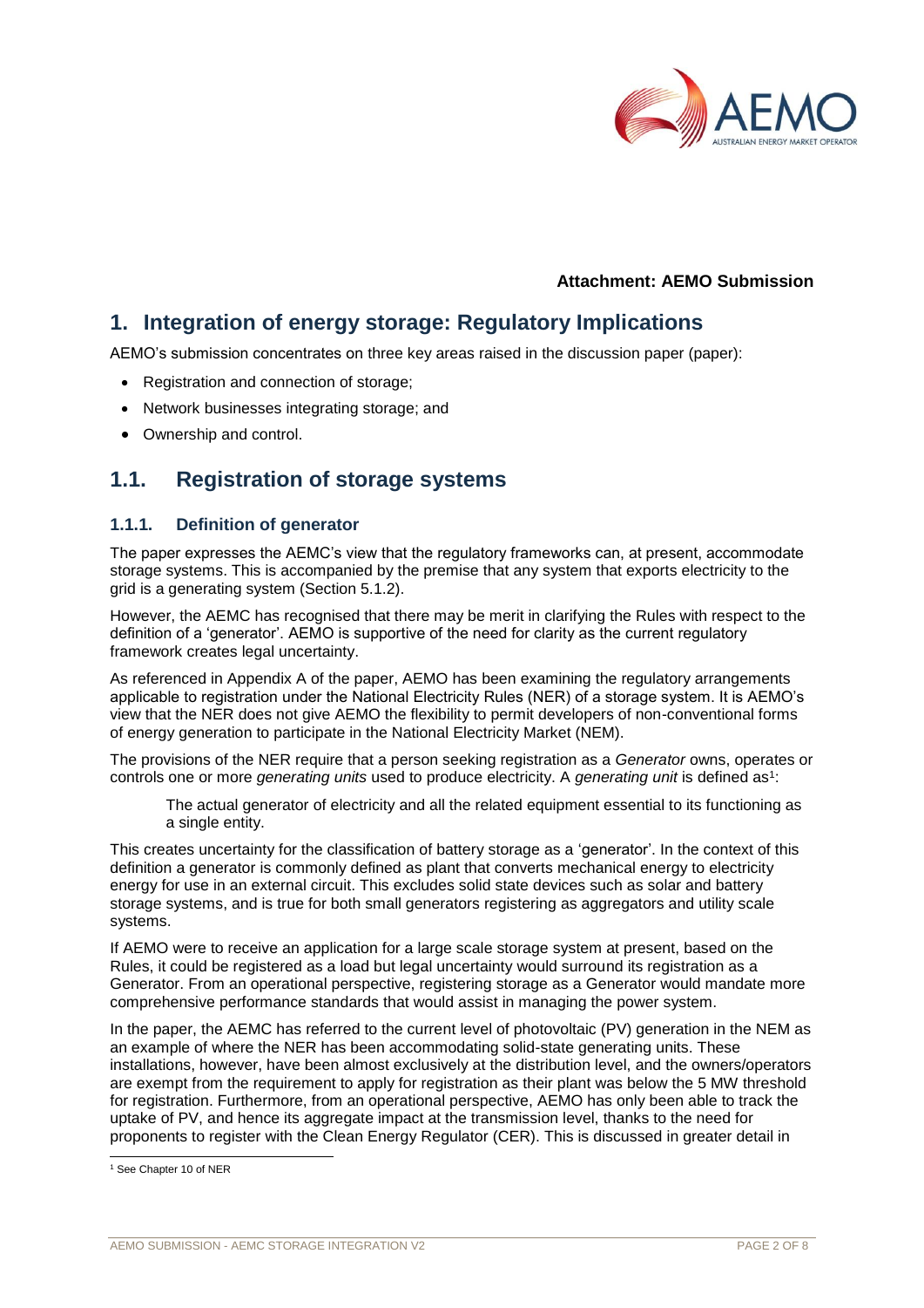**Attachment: AEMO Submission**

# 1. Integration of energy storage: Regulatory Implications

AEMO's submission concentrates on three key areas raised in the discussion paper (paper):

- Registration and connection of storage;
- Network businesses integrating storage; and
- Ownership and control.

## 1.1. Registration of storage systems

### 1.1.1. Definition of generator

The paper expresses the AEMC's view that the regulatory frameworks can, at present, accommodate storage systems. This is accompanied by the premise that any system that exports electricity to the grid is a generating system (Section 5.1.2).

However, the AEMC has recognised that there may be merit in clarifying the Rules with respect to the definition of a 'generator'. AEMO is supportive of the need for clarity as the current regulatory framework creates legal uncertainty.

As referenced in Appendix A of the paper, AEMO has been examining the regulatory arrangements applicable to registration under the National Electricity Rules (NER) of a storage system. It is AEMO's view that the NER does not give AEMO the flexibility to permit developers of non-conventional forms of energy generation to participate in the National Electricity Market (NEM).

The provisions of the NER require that a person seeking registration as a *Generator* owns, operates or controls one or more *generating units* used to produce electricity. A *generating unit* is defined as[1]:

> The actual generator of electricity and all the related equipment essential to its functioning as a single entity.

This creates uncertainty for the classification of battery storage as a 'generator'. In the context of this definition a generator is commonly defined as plant that converts mechanical energy to electricity energy for use in an external circuit. This excludes solid state devices such as solar and battery storage systems, and is true for both small generators registering as aggregators and utility scale systems.

If AEMO were to receive an application for a large scale storage system at present, based on the Rules, it could be registered as a load but legal uncertainty would surround its registration as a Generator. From an operational perspective, registering storage as a Generator would mandate more comprehensive performance standards that would assist in managing the power system.

In the paper, the AEMC has referred to the current level of photovoltaic (PV) generation in the NEM as an example of where the NER has been accommodating solid-state generating units. These installations, however, have been almost exclusively at the distribution level, and the owners/operators are exempt from the requirement to apply for registration as their plant was below the 5 MW threshold for registration. Furthermore, from an operational perspective, AEMO has only been able to track the uptake of PV, and hence its aggregate impact at the transmission level, thanks to the need for proponents to register with the Clean Energy Regulator (CER). This is discussed in greater detail in

[1] See Chapter 10 of NER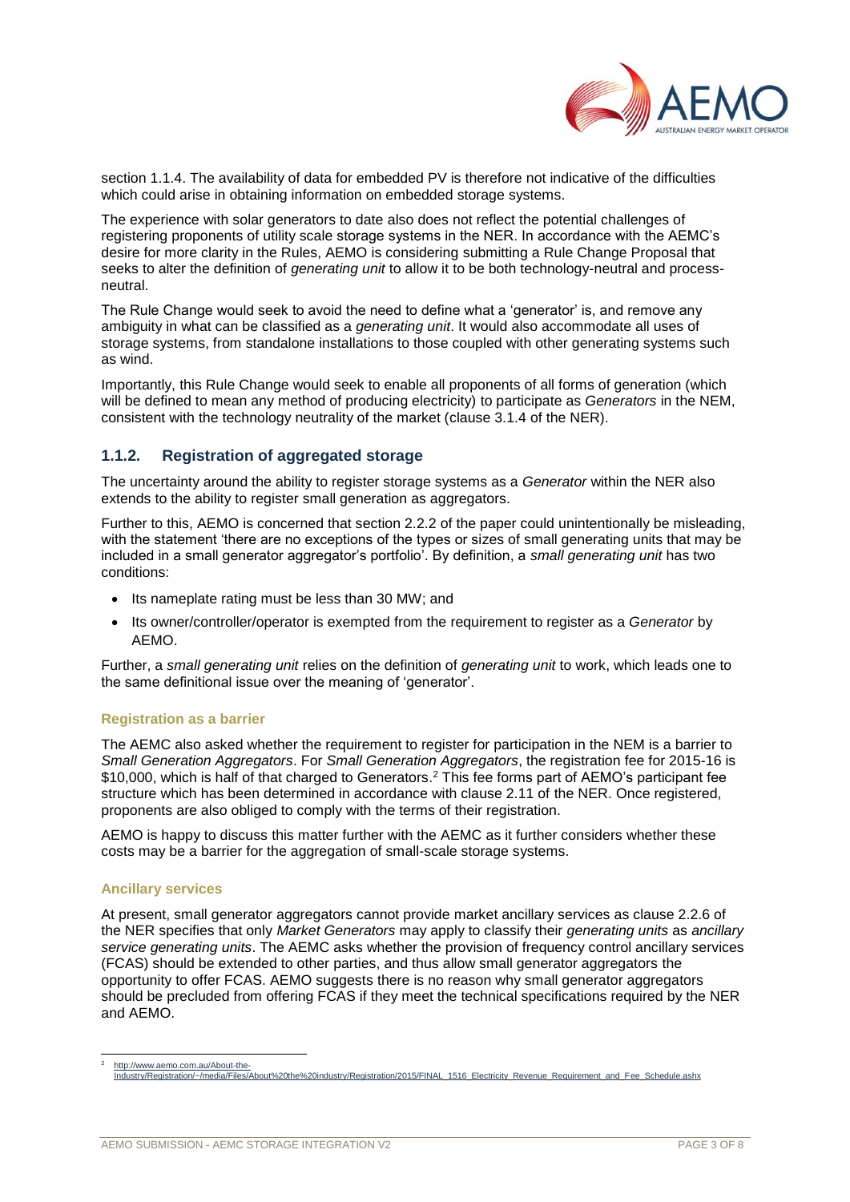section 1.1.4. The availability of data for embedded PV is therefore not indicative of the difficulties which could arise in obtaining information on embedded storage systems.

The experience with solar generators to date also does not reflect the potential challenges of registering proponents of utility scale storage systems in the NER. In accordance with the AEMC's desire for more clarity in the Rules, AEMO is considering submitting a Rule Change Proposal that seeks to alter the definition of *generating unit* to allow it to be both technology-neutral and process-neutral.

The Rule Change would seek to avoid the need to define what a 'generator' is, and remove any ambiguity in what can be classified as a *generating unit*. It would also accommodate all uses of storage systems, from standalone installations to those coupled with other generating systems such as wind.

Importantly, this Rule Change would seek to enable all proponents of all forms of generation (which will be defined to mean any method of producing electricity) to participate as *Generators* in the NEM, consistent with the technology neutrality of the market (clause 3.1.4 of the NER).

### 1.1.2. Registration of aggregated storage

The uncertainty around the ability to register storage systems as a *Generator* within the NER also extends to the ability to register small generation as aggregators.

Further to this, AEMO is concerned that section 2.2.2 of the paper could unintentionally be misleading, with the statement 'there are no exceptions of the types or sizes of small generating units that may be included in a small generator aggregator's portfolio'. By definition, a *small generating unit* has two conditions:

- Its nameplate rating must be less than 30 MW; and
- Its owner/controller/operator is exempted from the requirement to register as a *Generator* by AEMO.

Further, a *small generating unit* relies on the definition of *generating unit* to work, which leads one to the same definitional issue over the meaning of 'generator'.

#### Registration as a barrier

The AEMC also asked whether the requirement to register for participation in the NEM is a barrier to *Small Generation Aggregators*. For *Small Generation Aggregators*, the registration fee for 2015-16 is \$10,000, which is half of that charged to Generators.[2] This fee forms part of AEMO's participant fee structure which has been determined in accordance with clause 2.11 of the NER. Once registered, proponents are also obliged to comply with the terms of their registration.

AEMO is happy to discuss this matter further with the AEMC as it further considers whether these costs may be a barrier for the aggregation of small-scale storage systems.

#### Ancillary services

At present, small generator aggregators cannot provide market ancillary services as clause 2.2.6 of the NER specifies that only *Market Generators* may apply to classify their *generating units* as *ancillary service generating units*. The AEMC asks whether the provision of frequency control ancillary services (FCAS) should be extended to other parties, and thus allow small generator aggregators the opportunity to offer FCAS. AEMO suggests there is no reason why small generator aggregators should be precluded from offering FCAS if they meet the technical specifications required by the NER and AEMO.

---

[2] http://www.aemo.com.au/About-the-Industry/Registration/~/media/Files/About%20the%20industry/Registration/2015/FINAL_1516_Electricity_Revenue_Requirement_and_Fee_Schedule.ashx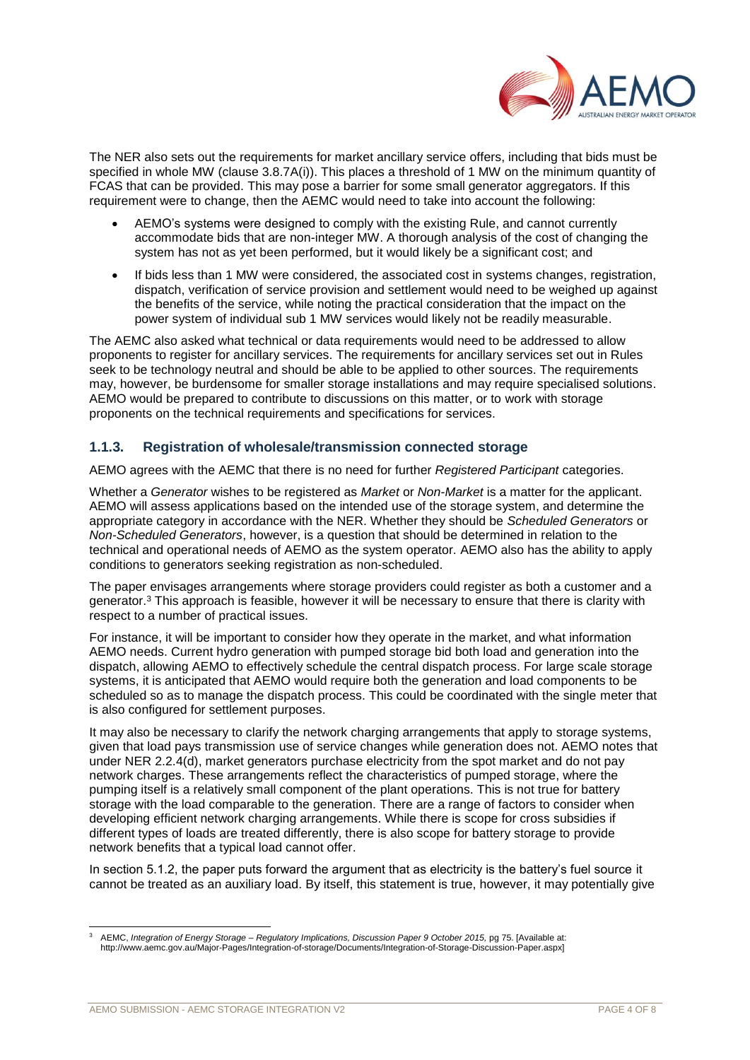The NER also sets out the requirements for market ancillary service offers, including that bids must be specified in whole MW (clause 3.8.7A(i)). This places a threshold of 1 MW on the minimum quantity of FCAS that can be provided. This may pose a barrier for some small generator aggregators. If this requirement were to change, then the AEMC would need to take into account the following:

- AEMO's systems were designed to comply with the existing Rule, and cannot currently accommodate bids that are non-integer MW. A thorough analysis of the cost of changing the system has not as yet been performed, but it would likely be a significant cost; and
- If bids less than 1 MW were considered, the associated cost in systems changes, registration, dispatch, verification of service provision and settlement would need to be weighed up against the benefits of the service, while noting the practical consideration that the impact on the power system of individual sub 1 MW services would likely not be readily measurable.

The AEMC also asked what technical or data requirements would need to be addressed to allow proponents to register for ancillary services. The requirements for ancillary services set out in Rules seek to be technology neutral and should be able to be applied to other sources. The requirements may, however, be burdensome for smaller storage installations and may require specialised solutions. AEMO would be prepared to contribute to discussions on this matter, or to work with storage proponents on the technical requirements and specifications for services.

### 1.1.3. Registration of wholesale/transmission connected storage

AEMO agrees with the AEMC that there is no need for further *Registered Participant* categories.

Whether a *Generator* wishes to be registered as *Market* or *Non-Market* is a matter for the applicant. AEMO will assess applications based on the intended use of the storage system, and determine the appropriate category in accordance with the NER. Whether they should be *Scheduled Generators* or *Non-Scheduled Generators*, however, is a question that should be determined in relation to the technical and operational needs of AEMO as the system operator. AEMO also has the ability to apply conditions to generators seeking registration as non-scheduled.

The paper envisages arrangements where storage providers could register as both a customer and a generator.[3] This approach is feasible, however it will be necessary to ensure that there is clarity with respect to a number of practical issues.

For instance, it will be important to consider how they operate in the market, and what information AEMO needs. Current hydro generation with pumped storage bid both load and generation into the dispatch, allowing AEMO to effectively schedule the central dispatch process. For large scale storage systems, it is anticipated that AEMO would require both the generation and load components to be scheduled so as to manage the dispatch process. This could be coordinated with the single meter that is also configured for settlement purposes.

It may also be necessary to clarify the network charging arrangements that apply to storage systems, given that load pays transmission use of service changes while generation does not. AEMO notes that under NER 2.2.4(d), market generators purchase electricity from the spot market and do not pay network charges. These arrangements reflect the characteristics of pumped storage, where the pumping itself is a relatively small component of the plant operations. This is not true for battery storage with the load comparable to the generation. There are a range of factors to consider when developing efficient network charging arrangements. While there is scope for cross subsidies if different types of loads are treated differently, there is also scope for battery storage to provide network benefits that a typical load cannot offer.

In section 5.1.2, the paper puts forward the argument that as electricity is the battery's fuel source it cannot be treated as an auxiliary load. By itself, this statement is true, however, it may potentially give

[3] AEMC, *Integration of Energy Storage – Regulatory Implications, Discussion Paper 9 October 2015,* pg 75. [Available at: http://www.aemc.gov.au/Major-Pages/Integration-of-storage/Documents/Integration-of-Storage-Discussion-Paper.aspx]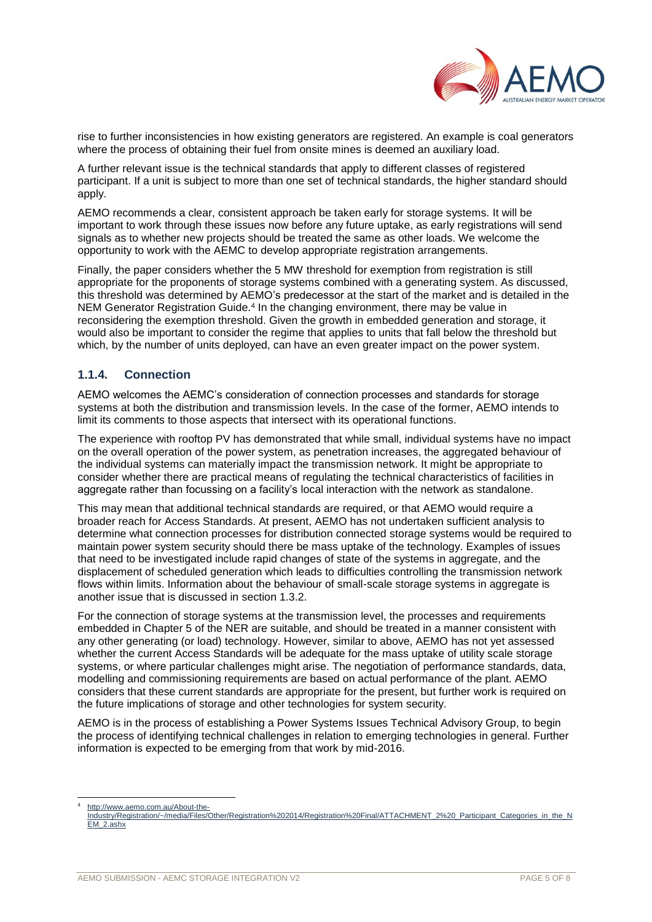rise to further inconsistencies in how existing generators are registered. An example is coal generators where the process of obtaining their fuel from onsite mines is deemed an auxiliary load.

A further relevant issue is the technical standards that apply to different classes of registered participant. If a unit is subject to more than one set of technical standards, the higher standard should apply.

AEMO recommends a clear, consistent approach be taken early for storage systems. It will be important to work through these issues now before any future uptake, as early registrations will send signals as to whether new projects should be treated the same as other loads. We welcome the opportunity to work with the AEMC to develop appropriate registration arrangements.

Finally, the paper considers whether the 5 MW threshold for exemption from registration is still appropriate for the proponents of storage systems combined with a generating system. As discussed, this threshold was determined by AEMO's predecessor at the start of the market and is detailed in the NEM Generator Registration Guide.[4] In the changing environment, there may be value in reconsidering the exemption threshold. Given the growth in embedded generation and storage, it would also be important to consider the regime that applies to units that fall below the threshold but which, by the number of units deployed, can have an even greater impact on the power system.

### 1.1.4. Connection

AEMO welcomes the AEMC's consideration of connection processes and standards for storage systems at both the distribution and transmission levels. In the case of the former, AEMO intends to limit its comments to those aspects that intersect with its operational functions.

The experience with rooftop PV has demonstrated that while small, individual systems have no impact on the overall operation of the power system, as penetration increases, the aggregated behaviour of the individual systems can materially impact the transmission network. It might be appropriate to consider whether there are practical means of regulating the technical characteristics of facilities in aggregate rather than focussing on a facility's local interaction with the network as standalone.

This may mean that additional technical standards are required, or that AEMO would require a broader reach for Access Standards. At present, AEMO has not undertaken sufficient analysis to determine what connection processes for distribution connected storage systems would be required to maintain power system security should there be mass uptake of the technology. Examples of issues that need to be investigated include rapid changes of state of the systems in aggregate, and the displacement of scheduled generation which leads to difficulties controlling the transmission network flows within limits. Information about the behaviour of small-scale storage systems in aggregate is another issue that is discussed in section 1.3.2.

For the connection of storage systems at the transmission level, the processes and requirements embedded in Chapter 5 of the NER are suitable, and should be treated in a manner consistent with any other generating (or load) technology. However, similar to above, AEMO has not yet assessed whether the current Access Standards will be adequate for the mass uptake of utility scale storage systems, or where particular challenges might arise. The negotiation of performance standards, data, modelling and commissioning requirements are based on actual performance of the plant. AEMO considers that these current standards are appropriate for the present, but further work is required on the future implications of storage and other technologies for system security.

AEMO is in the process of establishing a Power Systems Issues Technical Advisory Group, to begin the process of identifying technical challenges in relation to emerging technologies in general. Further information is expected to be emerging from that work by mid-2016.

---

[4] http://www.aemo.com.au/About-the-Industry/Registration/~/media/Files/Other/Registration%202014/Registration%20Final/ATTACHMENT_2%20_Participant_Categories_in_the_NEM_2.ashx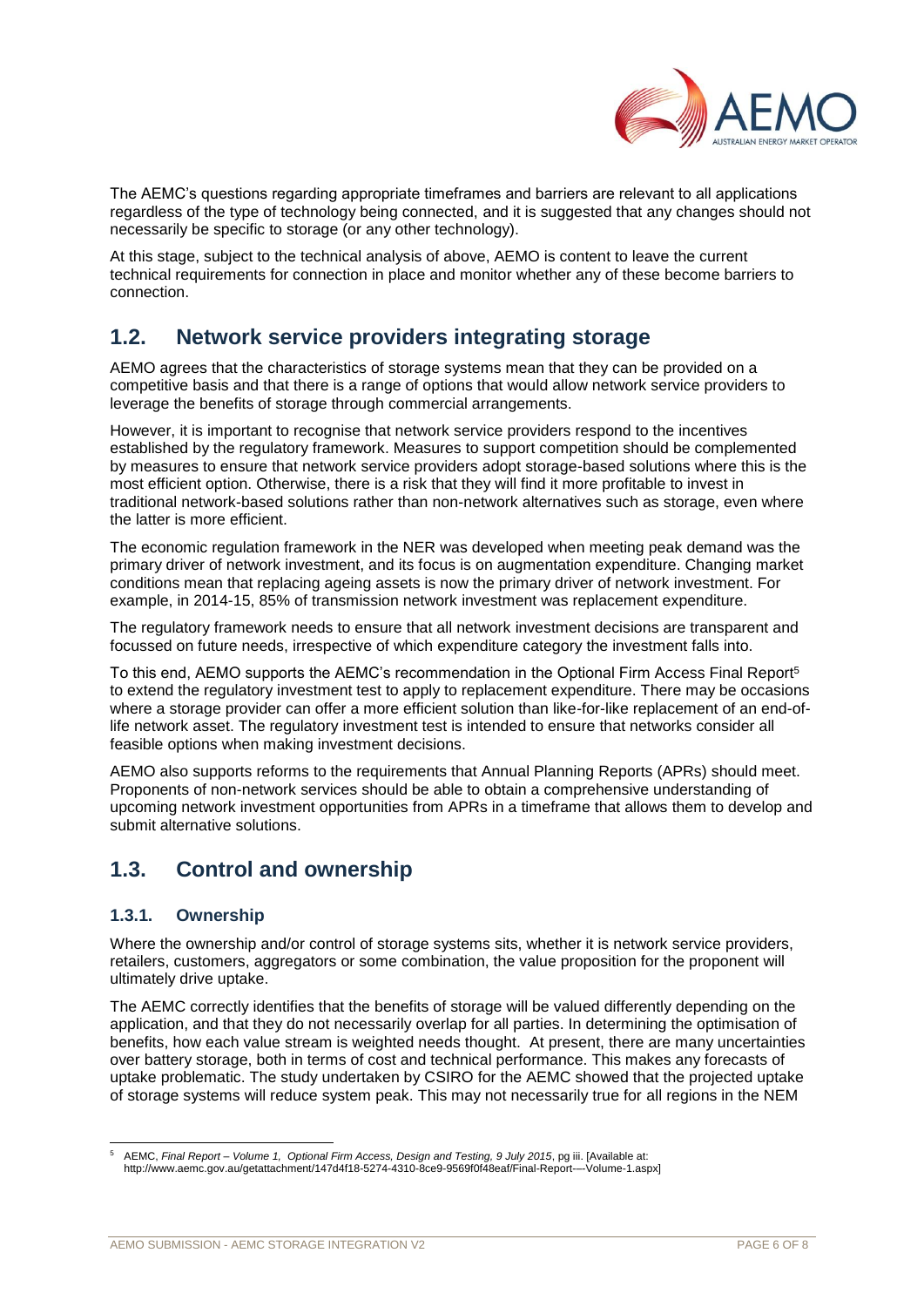The AEMC's questions regarding appropriate timeframes and barriers are relevant to all applications regardless of the type of technology being connected, and it is suggested that any changes should not necessarily be specific to storage (or any other technology).

At this stage, subject to the technical analysis of above, AEMO is content to leave the current technical requirements for connection in place and monitor whether any of these become barriers to connection.

## 1.2. Network service providers integrating storage

AEMO agrees that the characteristics of storage systems mean that they can be provided on a competitive basis and that there is a range of options that would allow network service providers to leverage the benefits of storage through commercial arrangements.

However, it is important to recognise that network service providers respond to the incentives established by the regulatory framework. Measures to support competition should be complemented by measures to ensure that network service providers adopt storage-based solutions where this is the most efficient option. Otherwise, there is a risk that they will find it more profitable to invest in traditional network-based solutions rather than non-network alternatives such as storage, even where the latter is more efficient.

The economic regulation framework in the NER was developed when meeting peak demand was the primary driver of network investment, and its focus is on augmentation expenditure. Changing market conditions mean that replacing ageing assets is now the primary driver of network investment. For example, in 2014-15, 85% of transmission network investment was replacement expenditure.

The regulatory framework needs to ensure that all network investment decisions are transparent and focussed on future needs, irrespective of which expenditure category the investment falls into.

To this end, AEMO supports the AEMC's recommendation in the Optional Firm Access Final Report[5] to extend the regulatory investment test to apply to replacement expenditure. There may be occasions where a storage provider can offer a more efficient solution than like-for-like replacement of an end-of-life network asset. The regulatory investment test is intended to ensure that networks consider all feasible options when making investment decisions.

AEMO also supports reforms to the requirements that Annual Planning Reports (APRs) should meet. Proponents of non-network services should be able to obtain a comprehensive understanding of upcoming network investment opportunities from APRs in a timeframe that allows them to develop and submit alternative solutions.

## 1.3. Control and ownership

### 1.3.1. Ownership

Where the ownership and/or control of storage systems sits, whether it is network service providers, retailers, customers, aggregators or some combination, the value proposition for the proponent will ultimately drive uptake.

The AEMC correctly identifies that the benefits of storage will be valued differently depending on the application, and that they do not necessarily overlap for all parties. In determining the optimisation of benefits, how each value stream is weighted needs thought. At present, there are many uncertainties over battery storage, both in terms of cost and technical performance. This makes any forecasts of uptake problematic. The study undertaken by CSIRO for the AEMC showed that the projected uptake of storage systems will reduce system peak. This may not necessarily true for all regions in the NEM

[5] AEMC, *Final Report – Volume 1, Optional Firm Access, Design and Testing, 9 July 2015*, pg iii. [Available at: http://www.aemc.gov.au/getattachment/147d4f18-5274-4310-8ce9-9569f0f48eaf/Final-Report-—-Volume-1.aspx]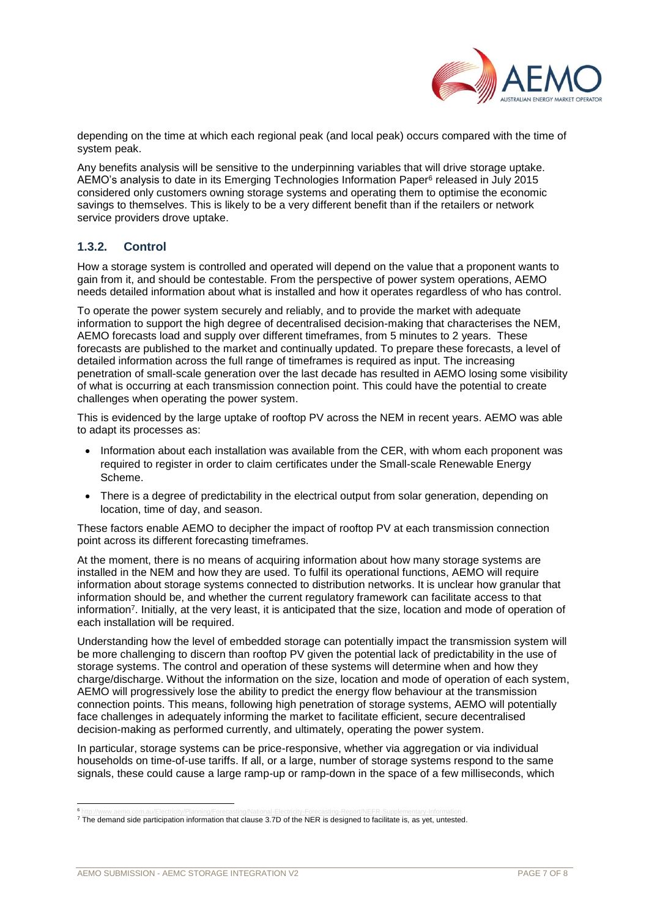depending on the time at which each regional peak (and local peak) occurs compared with the time of system peak.

Any benefits analysis will be sensitive to the underpinning variables that will drive storage uptake. AEMO's analysis to date in its Emerging Technologies Information Paper[6] released in July 2015 considered only customers owning storage systems and operating them to optimise the economic savings to themselves. This is likely to be a very different benefit than if the retailers or network service providers drove uptake.

### 1.3.2. Control

How a storage system is controlled and operated will depend on the value that a proponent wants to gain from it, and should be contestable. From the perspective of power system operations, AEMO needs detailed information about what is installed and how it operates regardless of who has control.

To operate the power system securely and reliably, and to provide the market with adequate information to support the high degree of decentralised decision-making that characterises the NEM, AEMO forecasts load and supply over different timeframes, from 5 minutes to 2 years. These forecasts are published to the market and continually updated. To prepare these forecasts, a level of detailed information across the full range of timeframes is required as input. The increasing penetration of small-scale generation over the last decade has resulted in AEMO losing some visibility of what is occurring at each transmission connection point. This could have the potential to create challenges when operating the power system.

This is evidenced by the large uptake of rooftop PV across the NEM in recent years. AEMO was able to adapt its processes as:

- Information about each installation was available from the CER, with whom each proponent was required to register in order to claim certificates under the Small-scale Renewable Energy Scheme.
- There is a degree of predictability in the electrical output from solar generation, depending on location, time of day, and season.

These factors enable AEMO to decipher the impact of rooftop PV at each transmission connection point across its different forecasting timeframes.

At the moment, there is no means of acquiring information about how many storage systems are installed in the NEM and how they are used. To fulfil its operational functions, AEMO will require information about storage systems connected to distribution networks. It is unclear how granular that information should be, and whether the current regulatory framework can facilitate access to that information[7]. Initially, at the very least, it is anticipated that the size, location and mode of operation of each installation will be required.

Understanding how the level of embedded storage can potentially impact the transmission system will be more challenging to discern than rooftop PV given the potential lack of predictability in the use of storage systems. The control and operation of these systems will determine when and how they charge/discharge. Without the information on the size, location and mode of operation of each system, AEMO will progressively lose the ability to predict the energy flow behaviour at the transmission connection points. This means, following high penetration of storage systems, AEMO will potentially face challenges in adequately informing the market to facilitate efficient, secure decentralised decision-making as performed currently, and ultimately, operating the power system.

In particular, storage systems can be price-responsive, whether via aggregation or via individual households on time-of-use tariffs. If all, or a large, number of storage systems respond to the same signals, these could cause a large ramp-up or ramp-down in the space of a few milliseconds, which

[6] http://www.aemo.com.au/Electricity/Planning/Forecasting/National-Electricity-Forecasting-Report/NEFR-Supplementary-Information

[7] The demand side participation information that clause 3.7D of the NER is designed to facilitate is, as yet, untested.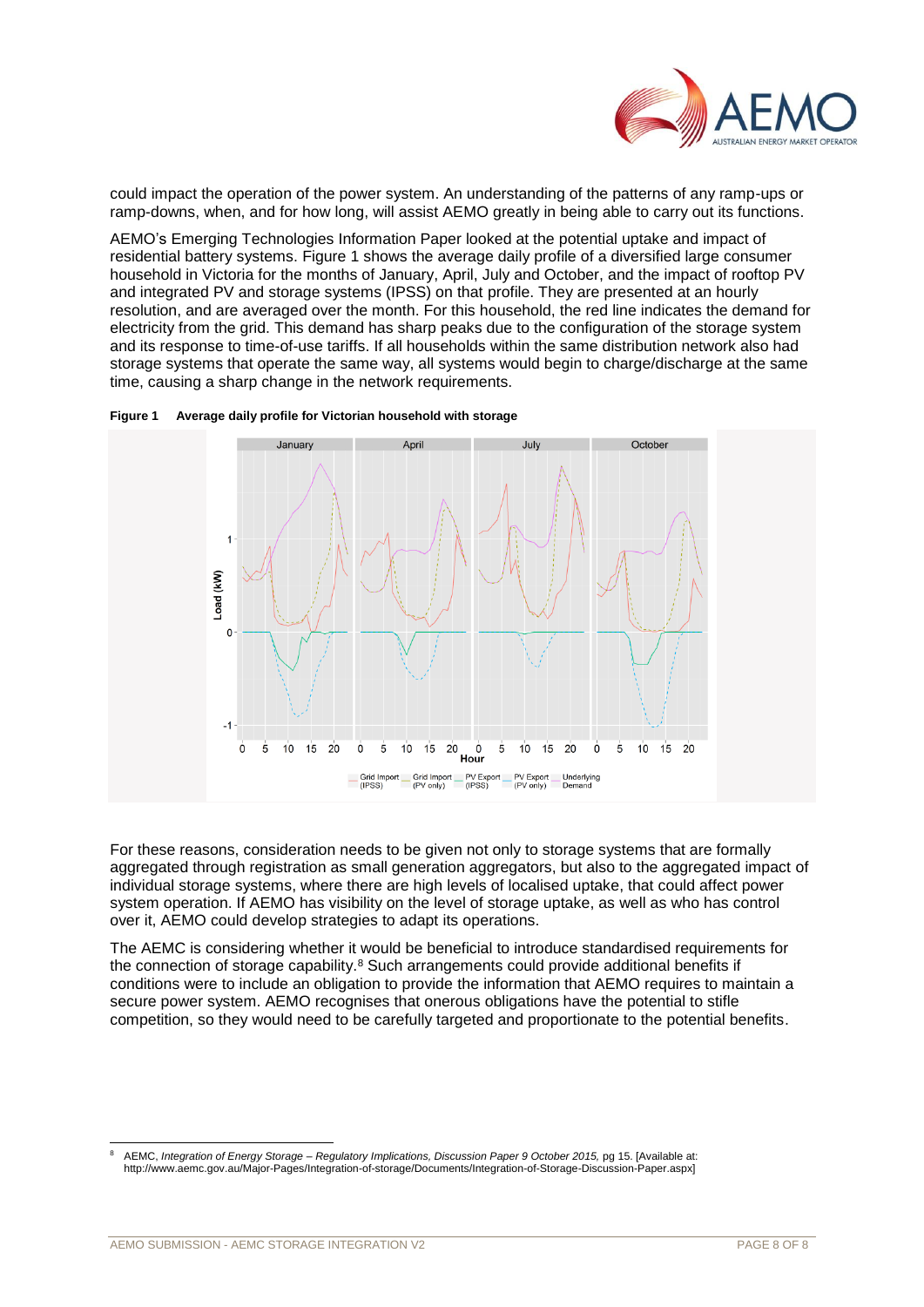could impact the operation of the power system. An understanding of the patterns of any ramp-ups or ramp-downs, when, and for how long, will assist AEMO greatly in being able to carry out its functions.

AEMO's Emerging Technologies Information Paper looked at the potential uptake and impact of residential battery systems. Figure 1 shows the average daily profile of a diversified large consumer household in Victoria for the months of January, April, July and October, and the impact of rooftop PV and integrated PV and storage systems (IPSS) on that profile. They are presented at an hourly resolution, and are averaged over the month. For this household, the red line indicates the demand for electricity from the grid. This demand has sharp peaks due to the configuration of the storage system and its response to time-of-use tariffs. If all households within the same distribution network also had storage systems that operate the same way, all systems would begin to charge/discharge at the same time, causing a sharp change in the network requirements.

**Figure 1 Average daily profile for Victorian household with storage**

January
April
July
October
Load (kW)
1
0
-1
0 5 10 15 20
Hour
Grid Import (IPSS)
Grid Import (PV only)
PV Export (IPSS)
PV Export (PV only)
Underlying Demand

For these reasons, consideration needs to be given not only to storage systems that are formally aggregated through registration as small generation aggregators, but also to the aggregated impact of individual storage systems, where there are high levels of localised uptake, that could affect power system operation. If AEMO has visibility on the level of storage uptake, as well as who has control over it, AEMO could develop strategies to adapt its operations.

The AEMC is considering whether it would be beneficial to introduce standardised requirements for the connection of storage capability.[8] Such arrangements could provide additional benefits if conditions were to include an obligation to provide the information that AEMO requires to maintain a secure power system. AEMO recognises that onerous obligations have the potential to stifle competition, so they would need to be carefully targeted and proportionate to the potential benefits.

---

[8] AEMC, *Integration of Energy Storage – Regulatory Implications, Discussion Paper 9 October 2015,* pg 15. [Available at: http://www.aemc.gov.au/Major-Pages/Integration-of-storage/Documents/Integration-of-Storage-Discussion-Paper.aspx]